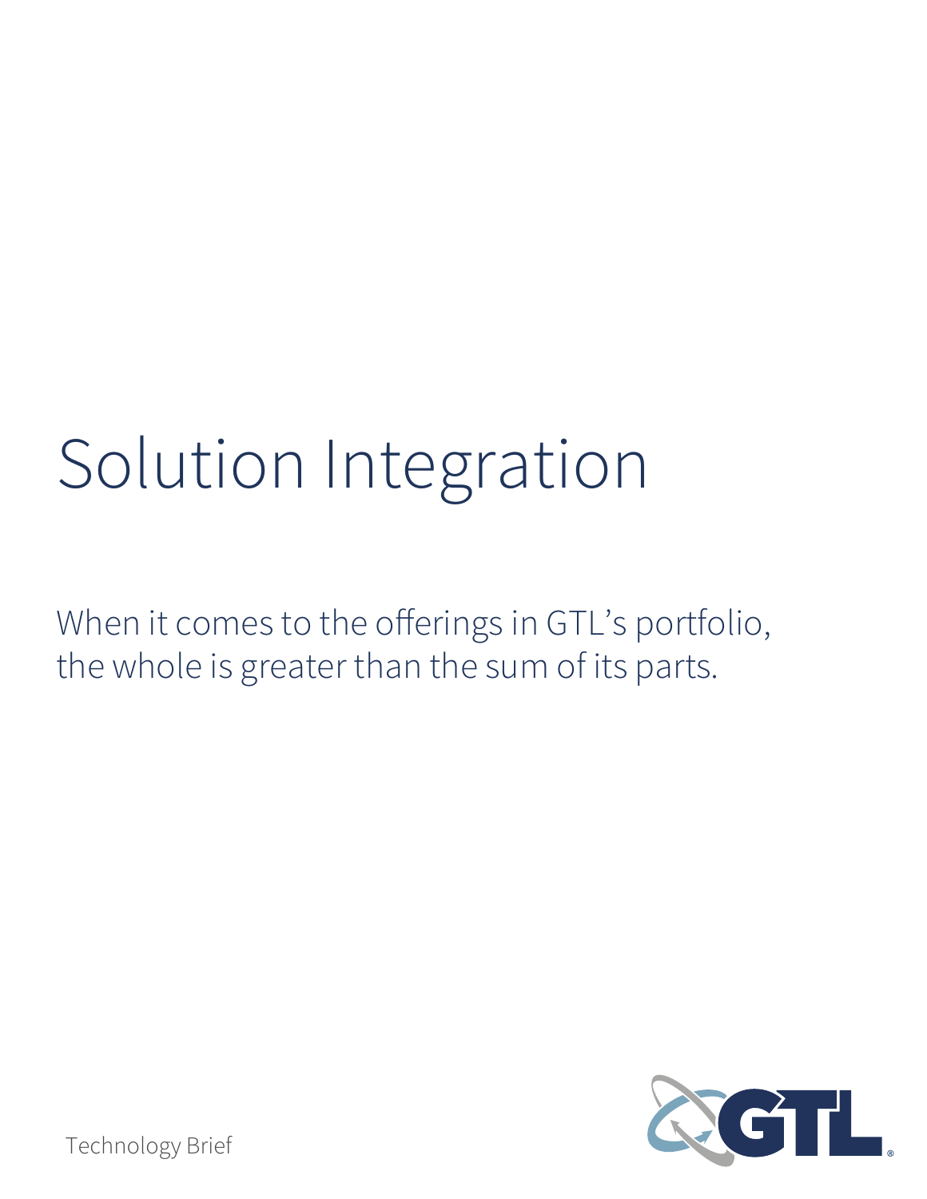# Solution Integration

When it comes to the offerings in GTL's portfolio, the whole is greater than the sum of its parts.

Technology Brief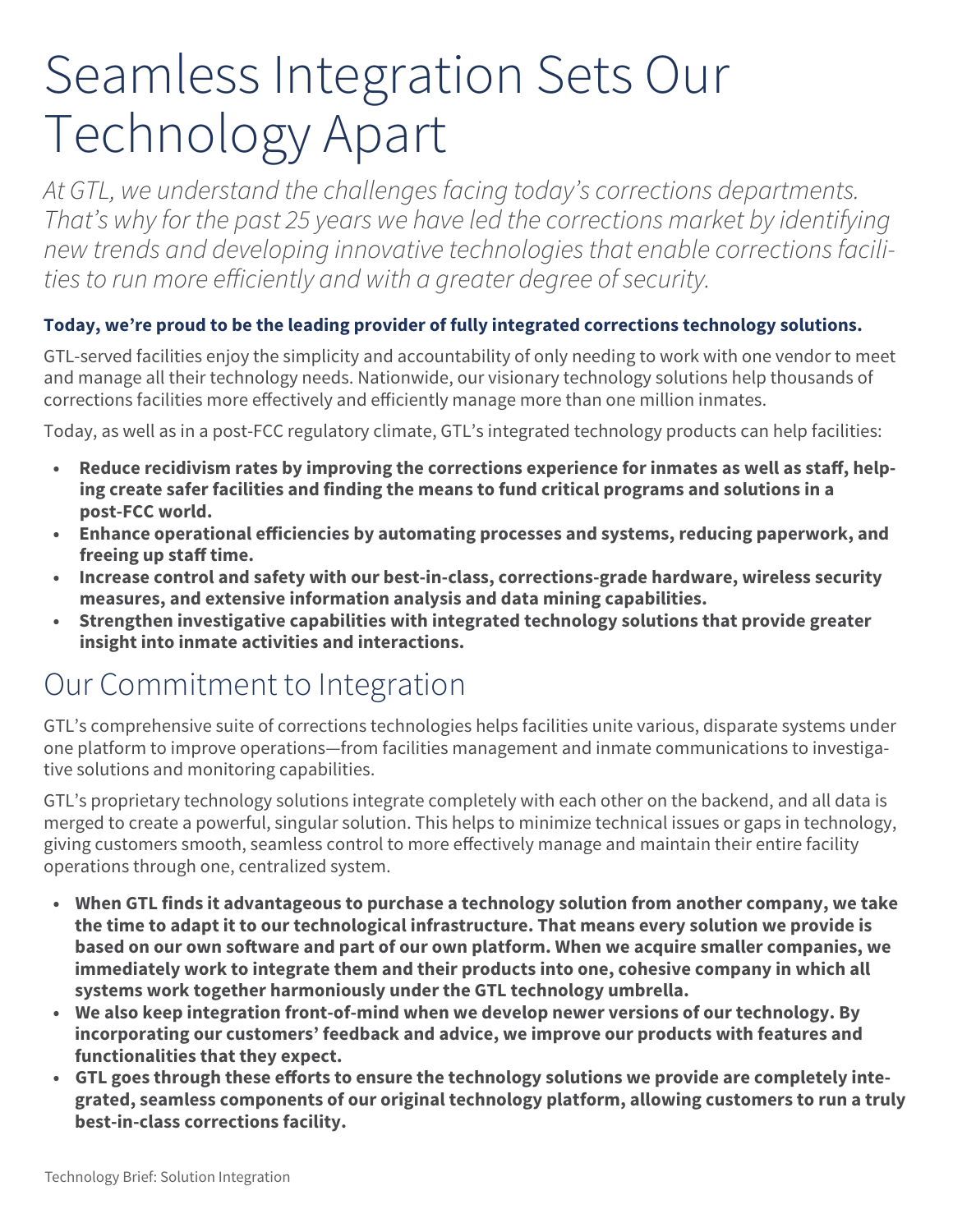# Seamless Integration Sets Our Technology Apart

*At GTL, we understand the challenges facing today's corrections departments. That's why for the past 25 years we have led the corrections market by identifying new trends and developing innovative technologies that enable corrections facilities to run more efficiently and with a greater degree of security.*

**Today, we're proud to be the leading provider of fully integrated corrections technology solutions.**

GTL-served facilities enjoy the simplicity and accountability of only needing to work with one vendor to meet and manage all their technology needs. Nationwide, our visionary technology solutions help thousands of corrections facilities more effectively and efficiently manage more than one million inmates.

Today, as well as in a post-FCC regulatory climate, GTL's integrated technology products can help facilities:

- **Reduce recidivism rates by improving the corrections experience for inmates as well as staff, helping create safer facilities and finding the means to fund critical programs and solutions in a post-FCC world.**
- **Enhance operational efficiencies by automating processes and systems, reducing paperwork, and freeing up staff time.**
- **Increase control and safety with our best-in-class, corrections-grade hardware, wireless security measures, and extensive information analysis and data mining capabilities.**
- **Strengthen investigative capabilities with integrated technology solutions that provide greater insight into inmate activities and interactions.**

## Our Commitment to Integration

GTL's comprehensive suite of corrections technologies helps facilities unite various, disparate systems under one platform to improve operations—from facilities management and inmate communications to investigative solutions and monitoring capabilities.

GTL's proprietary technology solutions integrate completely with each other on the backend, and all data is merged to create a powerful, singular solution. This helps to minimize technical issues or gaps in technology, giving customers smooth, seamless control to more effectively manage and maintain their entire facility operations through one, centralized system.

- **When GTL finds it advantageous to purchase a technology solution from another company, we take the time to adapt it to our technological infrastructure. That means every solution we provide is based on our own software and part of our own platform. When we acquire smaller companies, we immediately work to integrate them and their products into one, cohesive company in which all systems work together harmoniously under the GTL technology umbrella.**
- **We also keep integration front-of-mind when we develop newer versions of our technology. By incorporating our customers' feedback and advice, we improve our products with features and functionalities that they expect.**
- **GTL goes through these efforts to ensure the technology solutions we provide are completely integrated, seamless components of our original technology platform, allowing customers to run a truly best-in-class corrections facility.**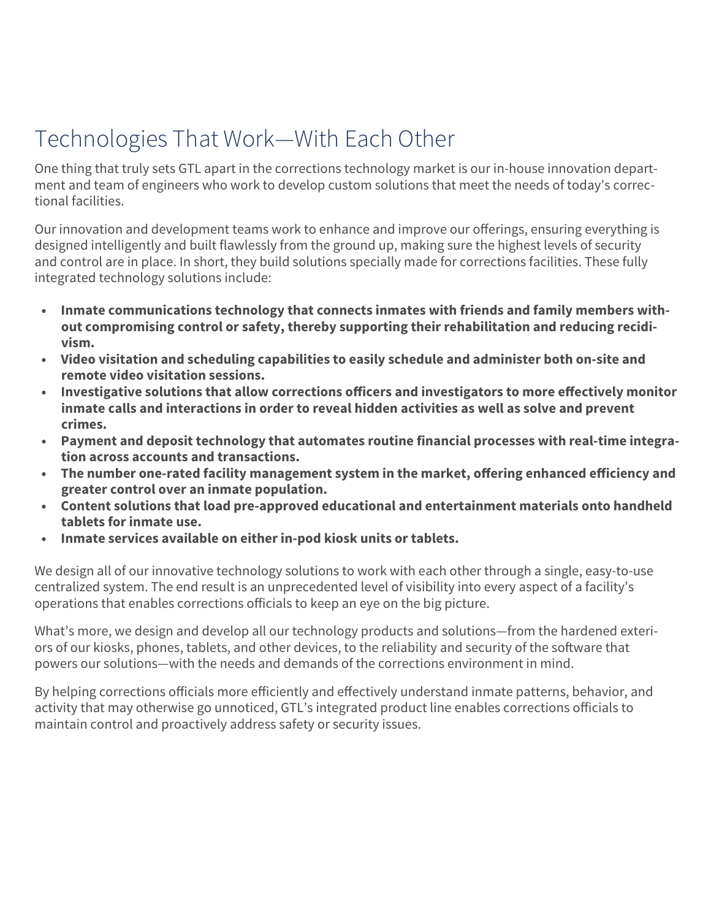# Technologies That Work—With Each Other

One thing that truly sets GTL apart in the corrections technology market is our in-house innovation department and team of engineers who work to develop custom solutions that meet the needs of today's correctional facilities.

Our innovation and development teams work to enhance and improve our offerings, ensuring everything is designed intelligently and built flawlessly from the ground up, making sure the highest levels of security and control are in place. In short, they build solutions specially made for corrections facilities. These fully integrated technology solutions include:

- **Inmate communications technology that connects inmates with friends and family members without compromising control or safety, thereby supporting their rehabilitation and reducing recidivism.**
- **Video visitation and scheduling capabilities to easily schedule and administer both on-site and remote video visitation sessions.**
- **Investigative solutions that allow corrections officers and investigators to more effectively monitor inmate calls and interactions in order to reveal hidden activities as well as solve and prevent crimes.**
- **Payment and deposit technology that automates routine financial processes with real-time integration across accounts and transactions.**
- **The number one-rated facility management system in the market, offering enhanced efficiency and greater control over an inmate population.**
- **Content solutions that load pre-approved educational and entertainment materials onto handheld tablets for inmate use.**
- **Inmate services available on either in-pod kiosk units or tablets.**

We design all of our innovative technology solutions to work with each other through a single, easy-to-use centralized system. The end result is an unprecedented level of visibility into every aspect of a facility's operations that enables corrections officials to keep an eye on the big picture.

What's more, we design and develop all our technology products and solutions—from the hardened exteriors of our kiosks, phones, tablets, and other devices, to the reliability and security of the software that powers our solutions—with the needs and demands of the corrections environment in mind.

By helping corrections officials more efficiently and effectively understand inmate patterns, behavior, and activity that may otherwise go unnoticed, GTL's integrated product line enables corrections officials to maintain control and proactively address safety or security issues.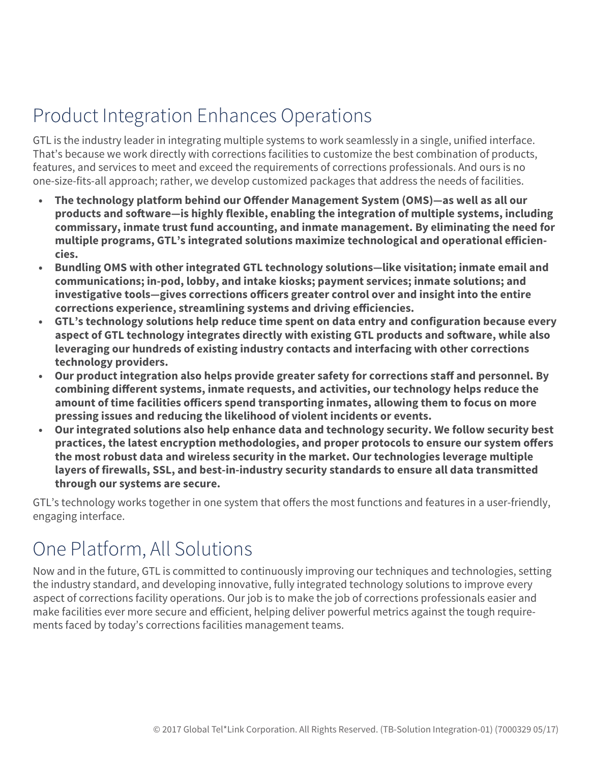## Product Integration Enhances Operations

GTL is the industry leader in integrating multiple systems to work seamlessly in a single, unified interface. That's because we work directly with corrections facilities to customize the best combination of products, features, and services to meet and exceed the requirements of corrections professionals. And ours is no one-size-fits-all approach; rather, we develop customized packages that address the needs of facilities.

- **The technology platform behind our Offender Management System (OMS)—as well as all our products and software—is highly flexible, enabling the integration of multiple systems, including commissary, inmate trust fund accounting, and inmate management. By eliminating the need for multiple programs, GTL's integrated solutions maximize technological and operational efficiencies.**
- **Bundling OMS with other integrated GTL technology solutions—like visitation; inmate email and communications; in-pod, lobby, and intake kiosks; payment services; inmate solutions; and investigative tools—gives corrections officers greater control over and insight into the entire corrections experience, streamlining systems and driving efficiencies.**
- **GTL's technology solutions help reduce time spent on data entry and configuration because every aspect of GTL technology integrates directly with existing GTL products and software, while also leveraging our hundreds of existing industry contacts and interfacing with other corrections technology providers.**
- **Our product integration also helps provide greater safety for corrections staff and personnel. By combining different systems, inmate requests, and activities, our technology helps reduce the amount of time facilities officers spend transporting inmates, allowing them to focus on more pressing issues and reducing the likelihood of violent incidents or events.**
- **Our integrated solutions also help enhance data and technology security. We follow security best practices, the latest encryption methodologies, and proper protocols to ensure our system offers the most robust data and wireless security in the market. Our technologies leverage multiple layers of firewalls, SSL, and best-in-industry security standards to ensure all data transmitted through our systems are secure.**

GTL's technology works together in one system that offers the most functions and features in a user-friendly, engaging interface.

## One Platform, All Solutions

Now and in the future, GTL is committed to continuously improving our techniques and technologies, setting the industry standard, and developing innovative, fully integrated technology solutions to improve every aspect of corrections facility operations. Our job is to make the job of corrections professionals easier and make facilities ever more secure and efficient, helping deliver powerful metrics against the tough requirements faced by today's corrections facilities management teams.

© 2017 Global Tel*Link Corporation. All Rights Reserved. (TB-Solution Integration-01) (7000329 05/17)